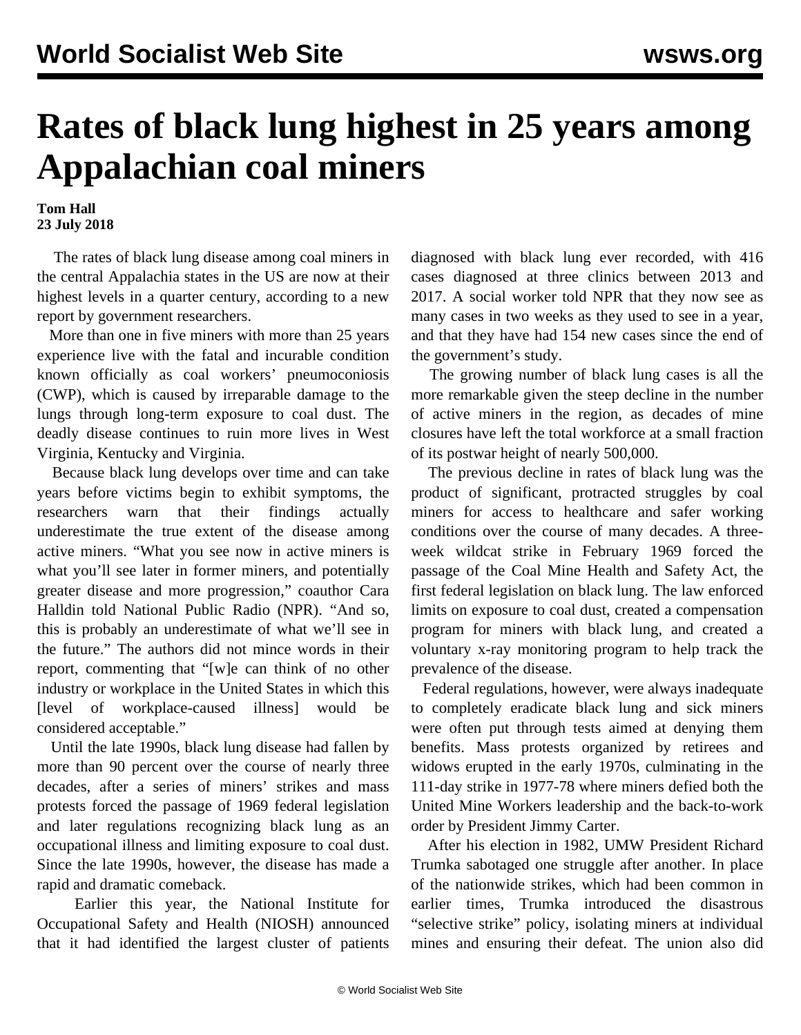# Rates of black lung highest in 25 years among Appalachian coal miners

**Tom Hall**
**23 July 2018**

The rates of black lung disease among coal miners in the central Appalachia states in the US are now at their highest levels in a quarter century, according to a new report by government researchers.

More than one in five miners with more than 25 years experience live with the fatal and incurable condition known officially as coal workers' pneumoconiosis (CWP), which is caused by irreparable damage to the lungs through long-term exposure to coal dust. The deadly disease continues to ruin more lives in West Virginia, Kentucky and Virginia.

Because black lung develops over time and can take years before victims begin to exhibit symptoms, the researchers warn that their findings actually underestimate the true extent of the disease among active miners. "What you see now in active miners is what you'll see later in former miners, and potentially greater disease and more progression," coauthor Cara Halldin told National Public Radio (NPR). "And so, this is probably an underestimate of what we'll see in the future." The authors did not mince words in their report, commenting that "[w]e can think of no other industry or workplace in the United States in which this [level of workplace-caused illness] would be considered acceptable."

Until the late 1990s, black lung disease had fallen by more than 90 percent over the course of nearly three decades, after a series of miners' strikes and mass protests forced the passage of 1969 federal legislation and later regulations recognizing black lung as an occupational illness and limiting exposure to coal dust. Since the late 1990s, however, the disease has made a rapid and dramatic comeback.

Earlier this year, the National Institute for Occupational Safety and Health (NIOSH) announced that it had identified the largest cluster of patients diagnosed with black lung ever recorded, with 416 cases diagnosed at three clinics between 2013 and 2017. A social worker told NPR that they now see as many cases in two weeks as they used to see in a year, and that they have had 154 new cases since the end of the government's study.

The growing number of black lung cases is all the more remarkable given the steep decline in the number of active miners in the region, as decades of mine closures have left the total workforce at a small fraction of its postwar height of nearly 500,000.

The previous decline in rates of black lung was the product of significant, protracted struggles by coal miners for access to healthcare and safer working conditions over the course of many decades. A three-week wildcat strike in February 1969 forced the passage of the Coal Mine Health and Safety Act, the first federal legislation on black lung. The law enforced limits on exposure to coal dust, created a compensation program for miners with black lung, and created a voluntary x-ray monitoring program to help track the prevalence of the disease.

Federal regulations, however, were always inadequate to completely eradicate black lung and sick miners were often put through tests aimed at denying them benefits. Mass protests organized by retirees and widows erupted in the early 1970s, culminating in the 111-day strike in 1977-78 where miners defied both the United Mine Workers leadership and the back-to-work order by President Jimmy Carter.

After his election in 1982, UMW President Richard Trumka sabotaged one struggle after another. In place of the nationwide strikes, which had been common in earlier times, Trumka introduced the disastrous "selective strike" policy, isolating miners at individual mines and ensuring their defeat. The union also did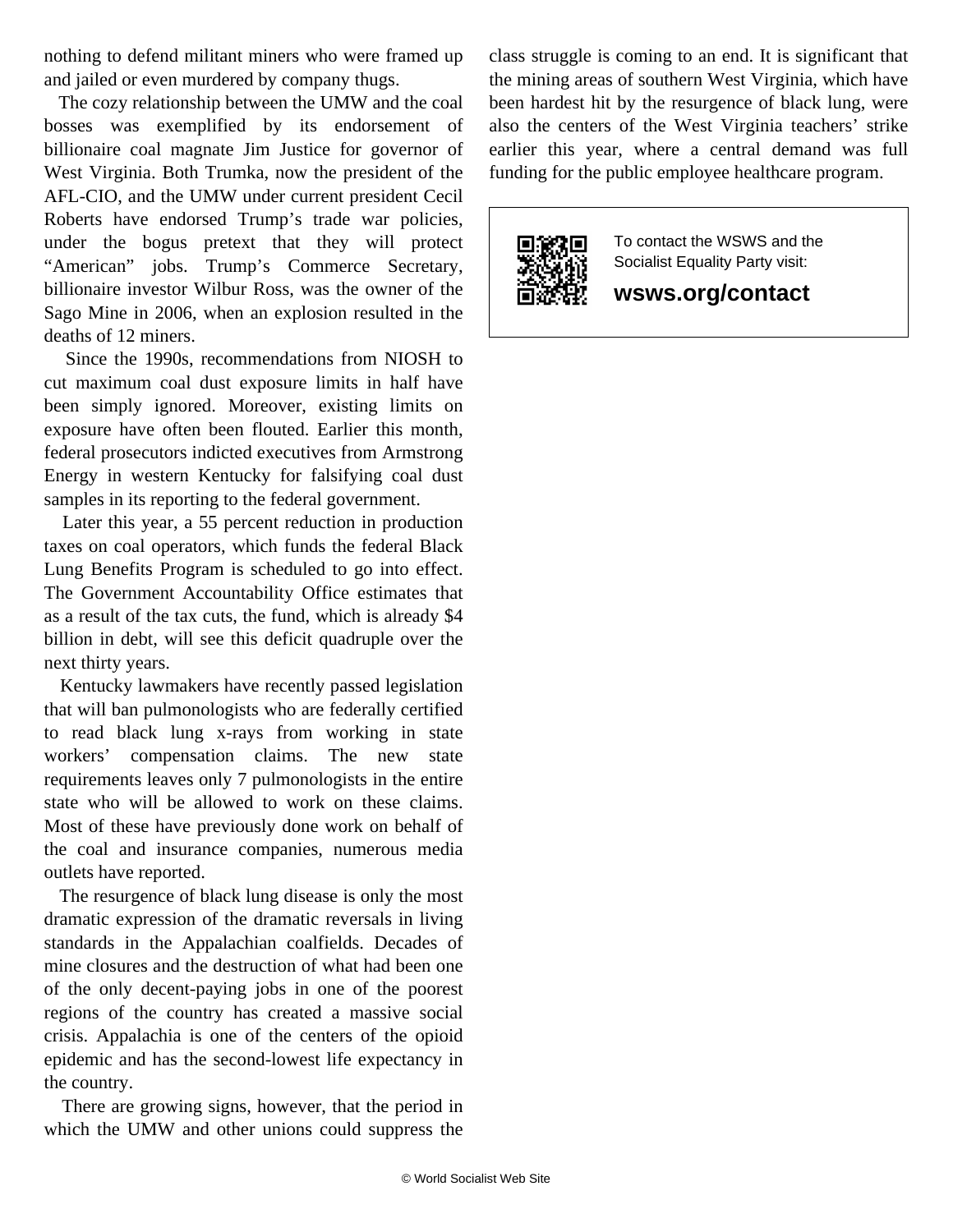nothing to defend militant miners who were framed up and jailed or even murdered by company thugs.

The cozy relationship between the UMW and the coal bosses was exemplified by its endorsement of billionaire coal magnate Jim Justice for governor of West Virginia. Both Trumka, now the president of the AFL-CIO, and the UMW under current president Cecil Roberts have endorsed Trump's trade war policies, under the bogus pretext that they will protect "American" jobs. Trump's Commerce Secretary, billionaire investor Wilbur Ross, was the owner of the Sago Mine in 2006, when an explosion resulted in the deaths of 12 miners.

Since the 1990s, recommendations from NIOSH to cut maximum coal dust exposure limits in half have been simply ignored. Moreover, existing limits on exposure have often been flouted. Earlier this month, federal prosecutors indicted executives from Armstrong Energy in western Kentucky for falsifying coal dust samples in its reporting to the federal government.

Later this year, a 55 percent reduction in production taxes on coal operators, which funds the federal Black Lung Benefits Program is scheduled to go into effect. The Government Accountability Office estimates that as a result of the tax cuts, the fund, which is already $4 billion in debt, will see this deficit quadruple over the next thirty years.

Kentucky lawmakers have recently passed legislation that will ban pulmonologists who are federally certified to read black lung x-rays from working in state workers' compensation claims. The new state requirements leaves only 7 pulmonologists in the entire state who will be allowed to work on these claims. Most of these have previously done work on behalf of the coal and insurance companies, numerous media outlets have reported.

The resurgence of black lung disease is only the most dramatic expression of the dramatic reversals in living standards in the Appalachian coalfields. Decades of mine closures and the destruction of what had been one of the only decent-paying jobs in one of the poorest regions of the country has created a massive social crisis. Appalachia is one of the centers of the opioid epidemic and has the second-lowest life expectancy in the country.

There are growing signs, however, that the period in which the UMW and other unions could suppress the class struggle is coming to an end. It is significant that the mining areas of southern West Virginia, which have been hardest hit by the resurgence of black lung, were also the centers of the West Virginia teachers' strike earlier this year, where a central demand was full funding for the public employee healthcare program.

To contact the WSWS and the Socialist Equality Party visit:

**wsws.org/contact**